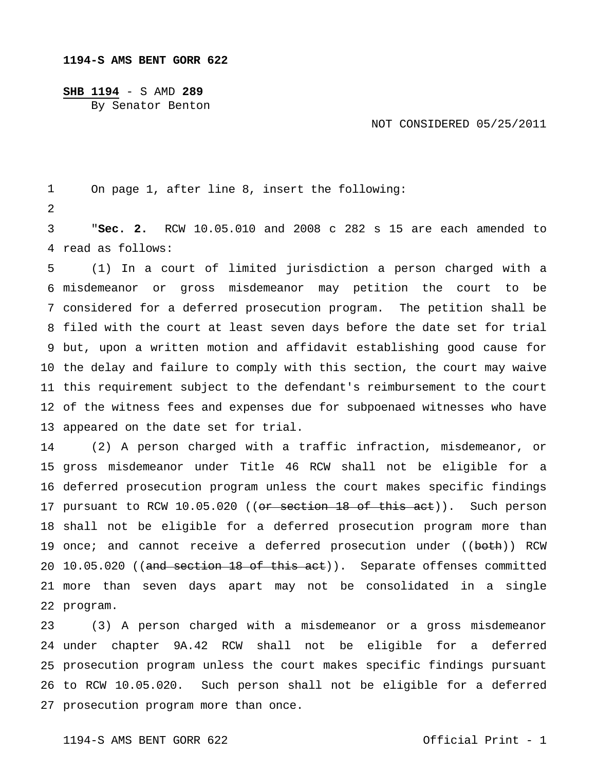**1194-S AMS BENT GORR 622**

**SHB 1194** - S AMD **289**
By Senator Benton

NOT CONSIDERED 05/25/2011

On page 1, after line 8, insert the following:

"**Sec. 2.** RCW 10.05.010 and 2008 c 282 s 15 are each amended to read as follows:

(1) In a court of limited jurisdiction a person charged with a misdemeanor or gross misdemeanor may petition the court to be considered for a deferred prosecution program. The petition shall be filed with the court at least seven days before the date set for trial but, upon a written motion and affidavit establishing good cause for the delay and failure to comply with this section, the court may waive this requirement subject to the defendant's reimbursement to the court of the witness fees and expenses due for subpoenaed witnesses who have appeared on the date set for trial.

(2) A person charged with a traffic infraction, misdemeanor, or gross misdemeanor under Title 46 RCW shall not be eligible for a deferred prosecution program unless the court makes specific findings pursuant to RCW 10.05.020 ((~~or section 18 of this act~~)). Such person shall not be eligible for a deferred prosecution program more than once; and cannot receive a deferred prosecution under ((~~both~~)) RCW 10.05.020 ((~~and section 18 of this act~~)). Separate offenses committed more than seven days apart may not be consolidated in a single program.

(3) A person charged with a misdemeanor or a gross misdemeanor under chapter 9A.42 RCW shall not be eligible for a deferred prosecution program unless the court makes specific findings pursuant to RCW 10.05.020. Such person shall not be eligible for a deferred prosecution program more than once.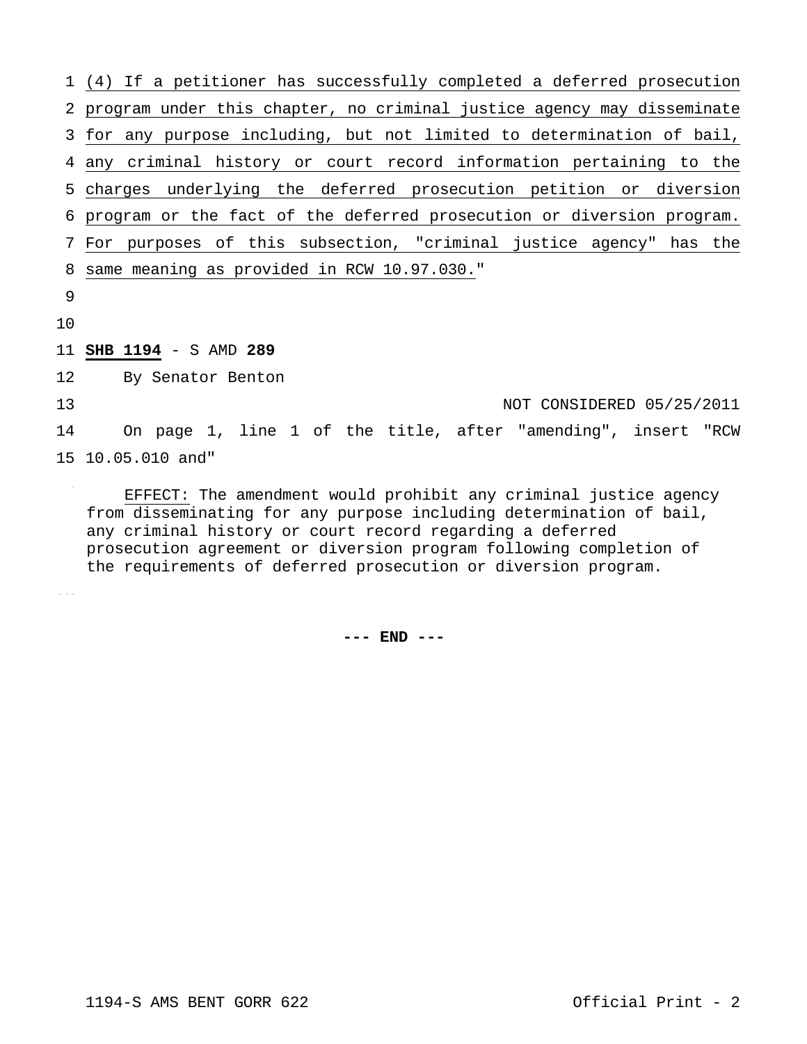(4) If a petitioner has successfully completed a deferred prosecution program under this chapter, no criminal justice agency may disseminate for any purpose including, but not limited to determination of bail, any criminal history or court record information pertaining to the charges underlying the deferred prosecution petition or diversion program or the fact of the deferred prosecution or diversion program. For purposes of this subsection, "criminal justice agency" has the same meaning as provided in RCW 10.97.030."

**SHB 1194** - S AMD **289**

By Senator Benton

NOT CONSIDERED 05/25/2011

On page 1, line 1 of the title, after "amending", insert "RCW 10.05.010 and"

EFFECT: The amendment would prohibit any criminal justice agency from disseminating for any purpose including determination of bail, any criminal history or court record regarding a deferred prosecution agreement or diversion program following completion of the requirements of deferred prosecution or diversion program.

**--- END ---**